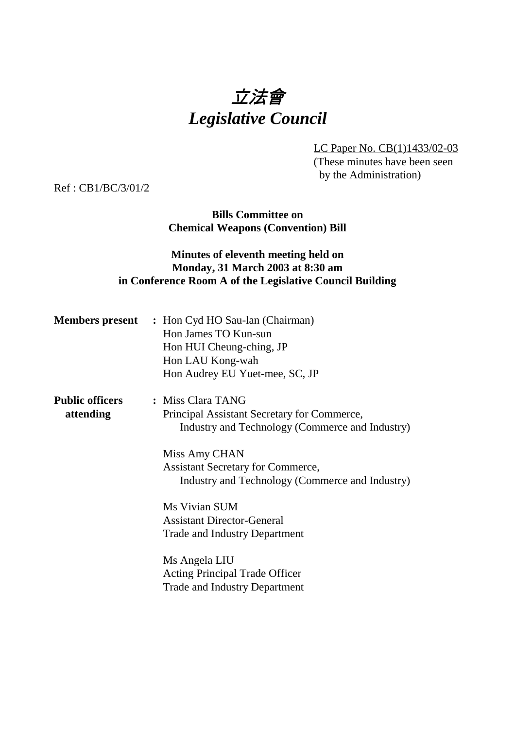# 立法會
# *Legislative Council*

LC Paper No. CB(1)1433/02-03
(These minutes have been seen by the Administration)

Ref : CB1/BC/3/01/2

**Bills Committee on**
**Chemical Weapons (Convention) Bill**

**Minutes of eleventh meeting held on**
**Monday, 31 March 2003 at 8:30 am**
**in Conference Room A of the Legislative Council Building**

**Members present** : Hon Cyd HO Sau-lan (Chairman)
Hon James TO Kun-sun
Hon HUI Cheung-ching, JP
Hon LAU Kong-wah
Hon Audrey EU Yuet-mee, SC, JP

**Public officers attending** : Miss Clara TANG
Principal Assistant Secretary for Commerce, Industry and Technology (Commerce and Industry)

Miss Amy CHAN
Assistant Secretary for Commerce, Industry and Technology (Commerce and Industry)

Ms Vivian SUM
Assistant Director-General
Trade and Industry Department

Ms Angela LIU
Acting Principal Trade Officer
Trade and Industry Department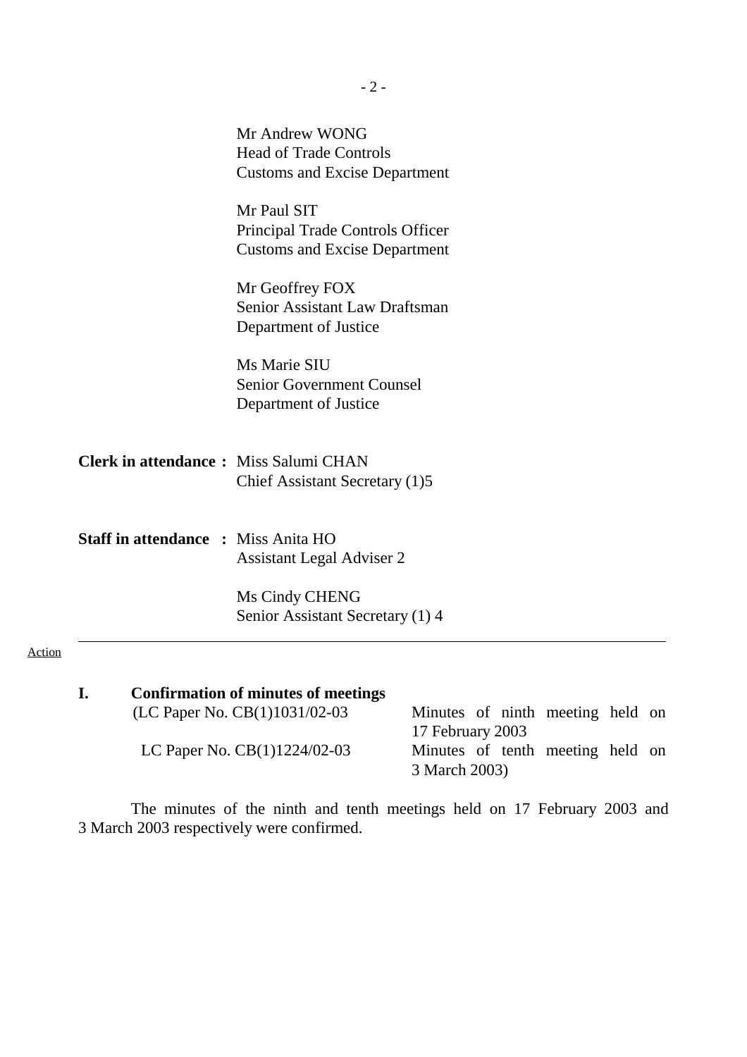Mr Andrew WONG
Head of Trade Controls
Customs and Excise Department

Mr Paul SIT
Principal Trade Controls Officer
Customs and Excise Department

Mr Geoffrey FOX
Senior Assistant Law Draftsman
Department of Justice

Ms Marie SIU
Senior Government Counsel
Department of Justice

**Clerk in attendance :** Miss Salumi CHAN
Chief Assistant Secretary (1)5

**Staff in attendance :** Miss Anita HO
Assistant Legal Adviser 2

Ms Cindy CHENG
Senior Assistant Secretary (1) 4

---

Action

## I. Confirmation of minutes of meetings

| | |
|---|---|
| (LC Paper No. CB(1)1031/02-03 | Minutes of ninth meeting held on 17 February 2003 |
| LC Paper No. CB(1)1224/02-03 | Minutes of tenth meeting held on 3 March 2003) |

The minutes of the ninth and tenth meetings held on 17 February 2003 and 3 March 2003 respectively were confirmed.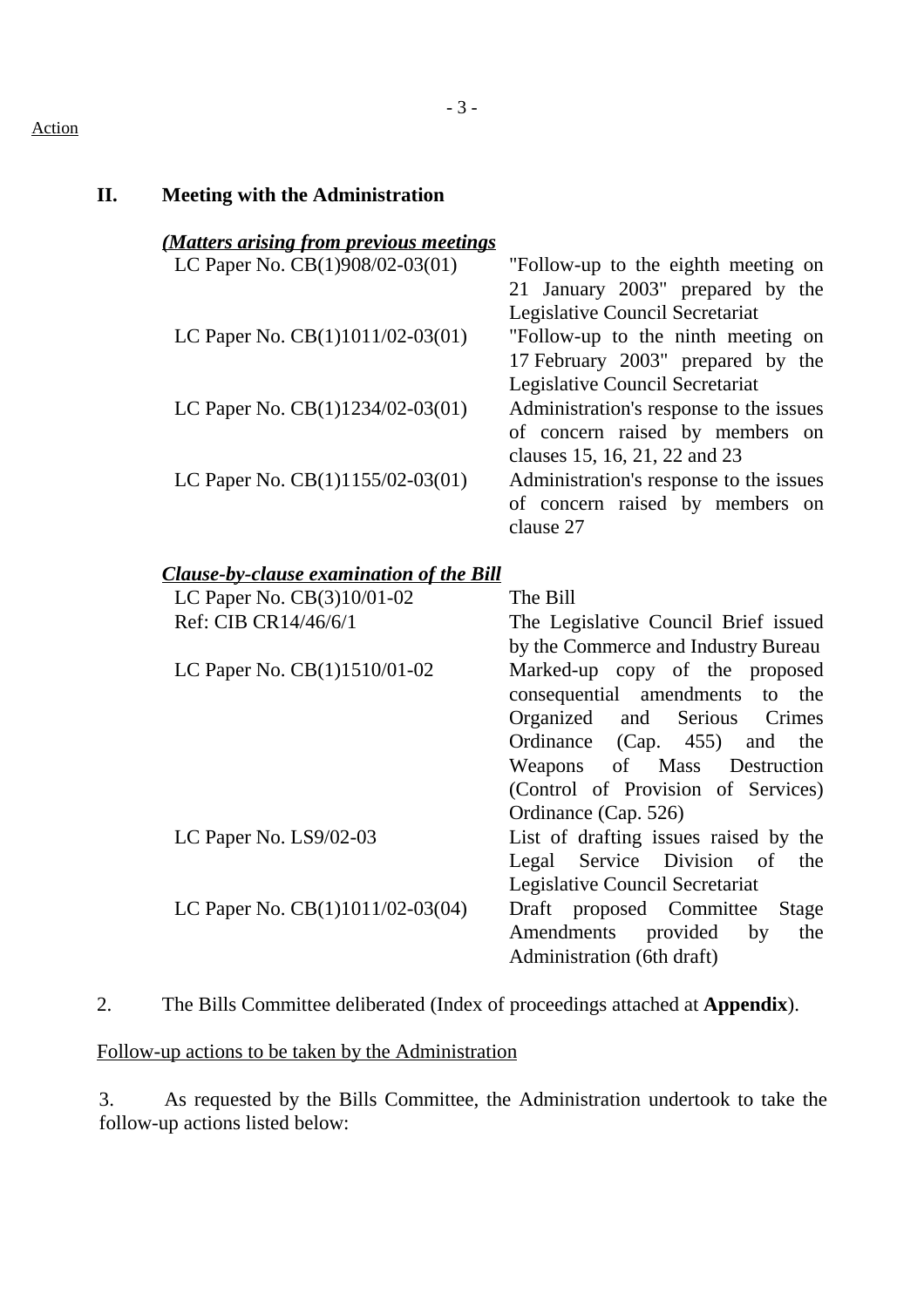Action

## II. Meeting with the Administration

***(Matters arising from previous meetings***

| | |
|---|---|
| LC Paper No. CB(1)908/02-03(01) | "Follow-up to the eighth meeting on 21 January 2003" prepared by the Legislative Council Secretariat |
| LC Paper No. CB(1)1011/02-03(01) | "Follow-up to the ninth meeting on 17 February 2003" prepared by the Legislative Council Secretariat |
| LC Paper No. CB(1)1234/02-03(01) | Administration's response to the issues of concern raised by members on clauses 15, 16, 21, 22 and 23 |
| LC Paper No. CB(1)1155/02-03(01) | Administration's response to the issues of concern raised by members on clause 27 |

***Clause-by-clause examination of the Bill***

| | |
|---|---|
| LC Paper No. CB(3)10/01-02 | The Bill |
| Ref: CIB CR14/46/6/1 | The Legislative Council Brief issued by the Commerce and Industry Bureau |
| LC Paper No. CB(1)1510/01-02 | Marked-up copy of the proposed consequential amendments to the Organized and Serious Crimes Ordinance (Cap. 455) and the Weapons of Mass Destruction (Control of Provision of Services) Ordinance (Cap. 526) |
| LC Paper No. LS9/02-03 | List of drafting issues raised by the Legal Service Division of the Legislative Council Secretariat |
| LC Paper No. CB(1)1011/02-03(04) | Draft proposed Committee Stage Amendments provided by the Administration (6th draft) |

2. The Bills Committee deliberated (Index of proceedings attached at **Appendix**).

Follow-up actions to be taken by the Administration

3. As requested by the Bills Committee, the Administration undertook to take the follow-up actions listed below: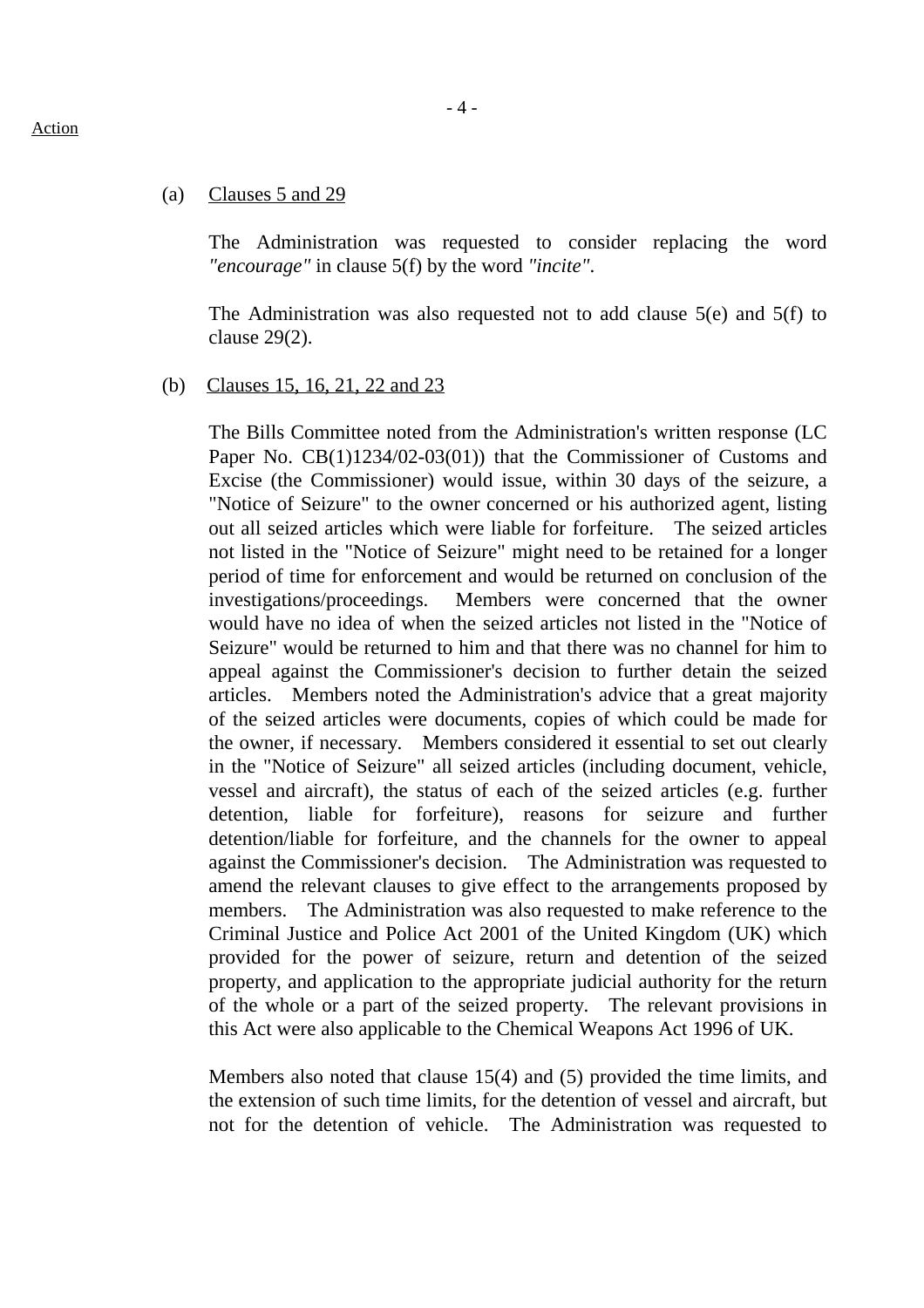Action

(a) <u>Clauses 5 and 29</u>

The Administration was requested to consider replacing the word *"encourage"* in clause 5(f) by the word *"incite"*.

The Administration was also requested not to add clause 5(e) and 5(f) to clause 29(2).

(b) <u>Clauses 15, 16, 21, 22 and 23</u>

The Bills Committee noted from the Administration's written response (LC Paper No. CB(1)1234/02-03(01)) that the Commissioner of Customs and Excise (the Commissioner) would issue, within 30 days of the seizure, a "Notice of Seizure" to the owner concerned or his authorized agent, listing out all seized articles which were liable for forfeiture. The seized articles not listed in the "Notice of Seizure" might need to be retained for a longer period of time for enforcement and would be returned on conclusion of the investigations/proceedings. Members were concerned that the owner would have no idea of when the seized articles not listed in the "Notice of Seizure" would be returned to him and that there was no channel for him to appeal against the Commissioner's decision to further detain the seized articles. Members noted the Administration's advice that a great majority of the seized articles were documents, copies of which could be made for the owner, if necessary. Members considered it essential to set out clearly in the "Notice of Seizure" all seized articles (including document, vehicle, vessel and aircraft), the status of each of the seized articles (e.g. further detention, liable for forfeiture), reasons for seizure and further detention/liable for forfeiture, and the channels for the owner to appeal against the Commissioner's decision. The Administration was requested to amend the relevant clauses to give effect to the arrangements proposed by members. The Administration was also requested to make reference to the Criminal Justice and Police Act 2001 of the United Kingdom (UK) which provided for the power of seizure, return and detention of the seized property, and application to the appropriate judicial authority for the return of the whole or a part of the seized property. The relevant provisions in this Act were also applicable to the Chemical Weapons Act 1996 of UK.

Members also noted that clause 15(4) and (5) provided the time limits, and the extension of such time limits, for the detention of vessel and aircraft, but not for the detention of vehicle. The Administration was requested to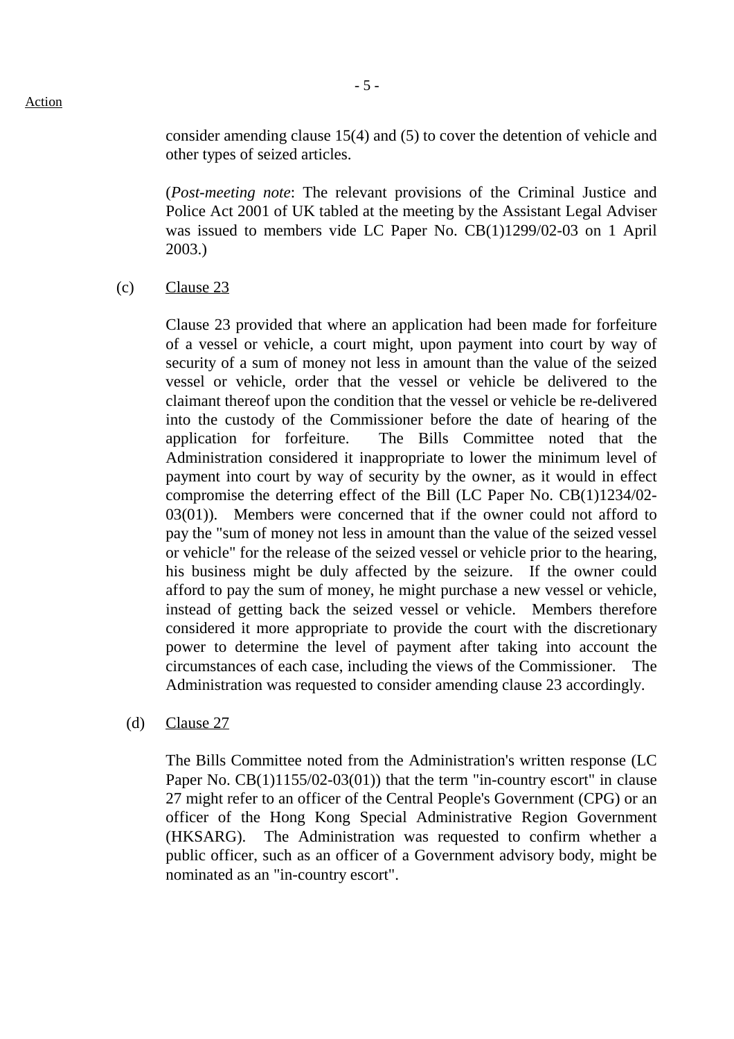consider amending clause 15(4) and (5) to cover the detention of vehicle and other types of seized articles.

(*Post-meeting note*: The relevant provisions of the Criminal Justice and Police Act 2001 of UK tabled at the meeting by the Assistant Legal Adviser was issued to members vide LC Paper No. CB(1)1299/02-03 on 1 April 2003.)

(c) Clause 23

Clause 23 provided that where an application had been made for forfeiture of a vessel or vehicle, a court might, upon payment into court by way of security of a sum of money not less in amount than the value of the seized vessel or vehicle, order that the vessel or vehicle be delivered to the claimant thereof upon the condition that the vessel or vehicle be re-delivered into the custody of the Commissioner before the date of hearing of the application for forfeiture. The Bills Committee noted that the Administration considered it inappropriate to lower the minimum level of payment into court by way of security by the owner, as it would in effect compromise the deterring effect of the Bill (LC Paper No. CB(1)1234/02-03(01)). Members were concerned that if the owner could not afford to pay the "sum of money not less in amount than the value of the seized vessel or vehicle" for the release of the seized vessel or vehicle prior to the hearing, his business might be duly affected by the seizure. If the owner could afford to pay the sum of money, he might purchase a new vessel or vehicle, instead of getting back the seized vessel or vehicle. Members therefore considered it more appropriate to provide the court with the discretionary power to determine the level of payment after taking into account the circumstances of each case, including the views of the Commissioner. The Administration was requested to consider amending clause 23 accordingly.

(d) Clause 27

The Bills Committee noted from the Administration's written response (LC Paper No. CB(1)1155/02-03(01)) that the term "in-country escort" in clause 27 might refer to an officer of the Central People's Government (CPG) or an officer of the Hong Kong Special Administrative Region Government (HKSARG). The Administration was requested to confirm whether a public officer, such as an officer of a Government advisory body, might be nominated as an "in-country escort".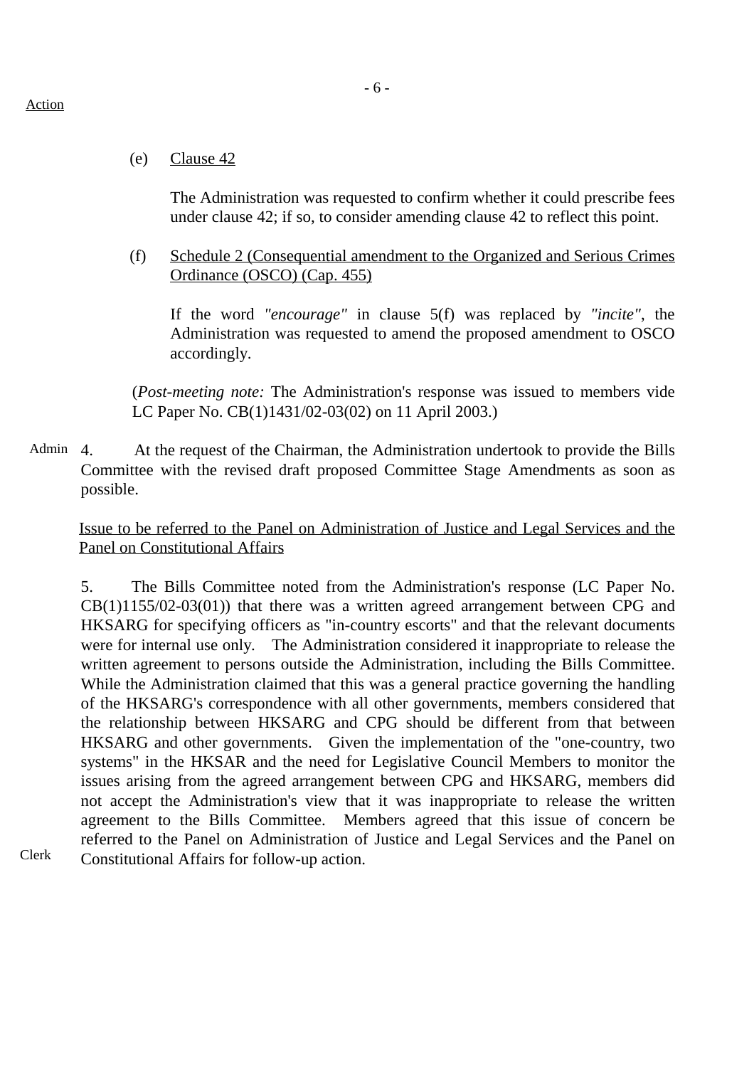Action

(e) Clause 42

The Administration was requested to confirm whether it could prescribe fees under clause 42; if so, to consider amending clause 42 to reflect this point.

(f) Schedule 2 (Consequential amendment to the Organized and Serious Crimes Ordinance (OSCO) (Cap. 455)

If the word *"encourage"* in clause 5(f) was replaced by *"incite"*, the Administration was requested to amend the proposed amendment to OSCO accordingly.

(*Post-meeting note:* The Administration's response was issued to members vide LC Paper No. CB(1)1431/02-03(02) on 11 April 2003.)

Admin

4. At the request of the Chairman, the Administration undertook to provide the Bills Committee with the revised draft proposed Committee Stage Amendments as soon as possible.

Issue to be referred to the Panel on Administration of Justice and Legal Services and the Panel on Constitutional Affairs

5. The Bills Committee noted from the Administration's response (LC Paper No. CB(1)1155/02-03(01)) that there was a written agreed arrangement between CPG and HKSARG for specifying officers as "in-country escorts" and that the relevant documents were for internal use only. The Administration considered it inappropriate to release the written agreement to persons outside the Administration, including the Bills Committee. While the Administration claimed that this was a general practice governing the handling of the HKSARG's correspondence with all other governments, members considered that the relationship between HKSARG and CPG should be different from that between HKSARG and other governments. Given the implementation of the "one-country, two systems" in the HKSAR and the need for Legislative Council Members to monitor the issues arising from the agreed arrangement between CPG and HKSARG, members did not accept the Administration's view that it was inappropriate to release the written agreement to the Bills Committee. Members agreed that this issue of concern be referred to the Panel on Administration of Justice and Legal Services and the Panel on Constitutional Affairs for follow-up action.

Clerk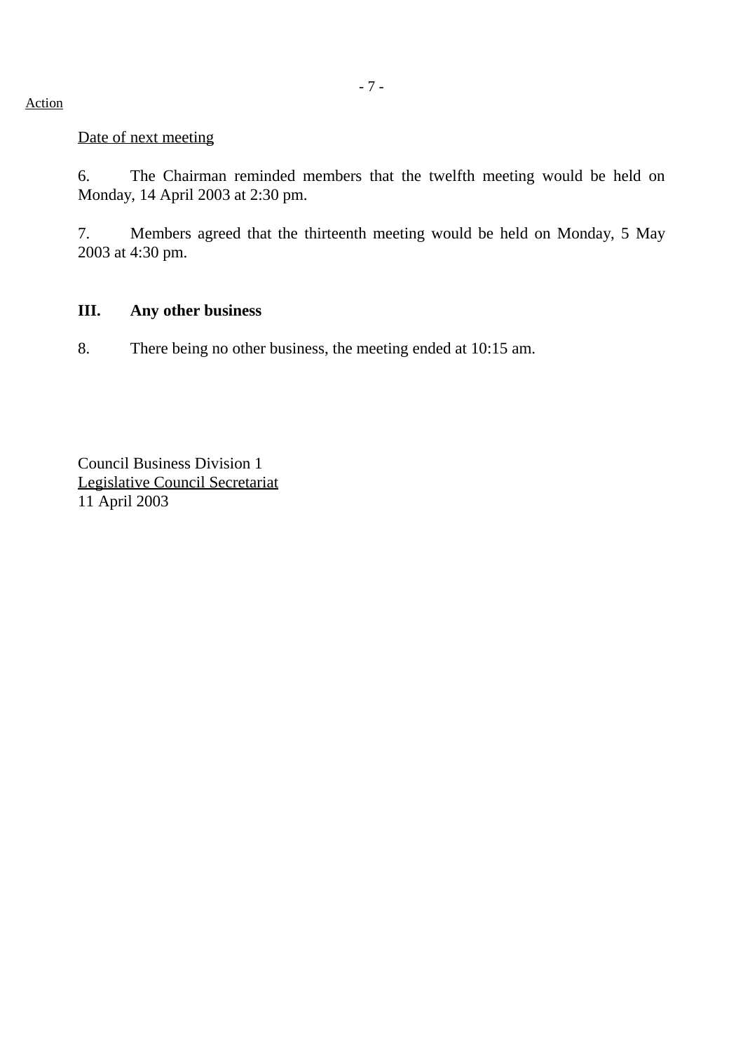Action

<u>Date of next meeting</u>

6. The Chairman reminded members that the twelfth meeting would be held on Monday, 14 April 2003 at 2:30 pm.

7. Members agreed that the thirteenth meeting would be held on Monday, 5 May 2003 at 4:30 pm.

## III. Any other business

8. There being no other business, the meeting ended at 10:15 am.

Council Business Division 1
<u>Legislative Council Secretariat</u>
11 April 2003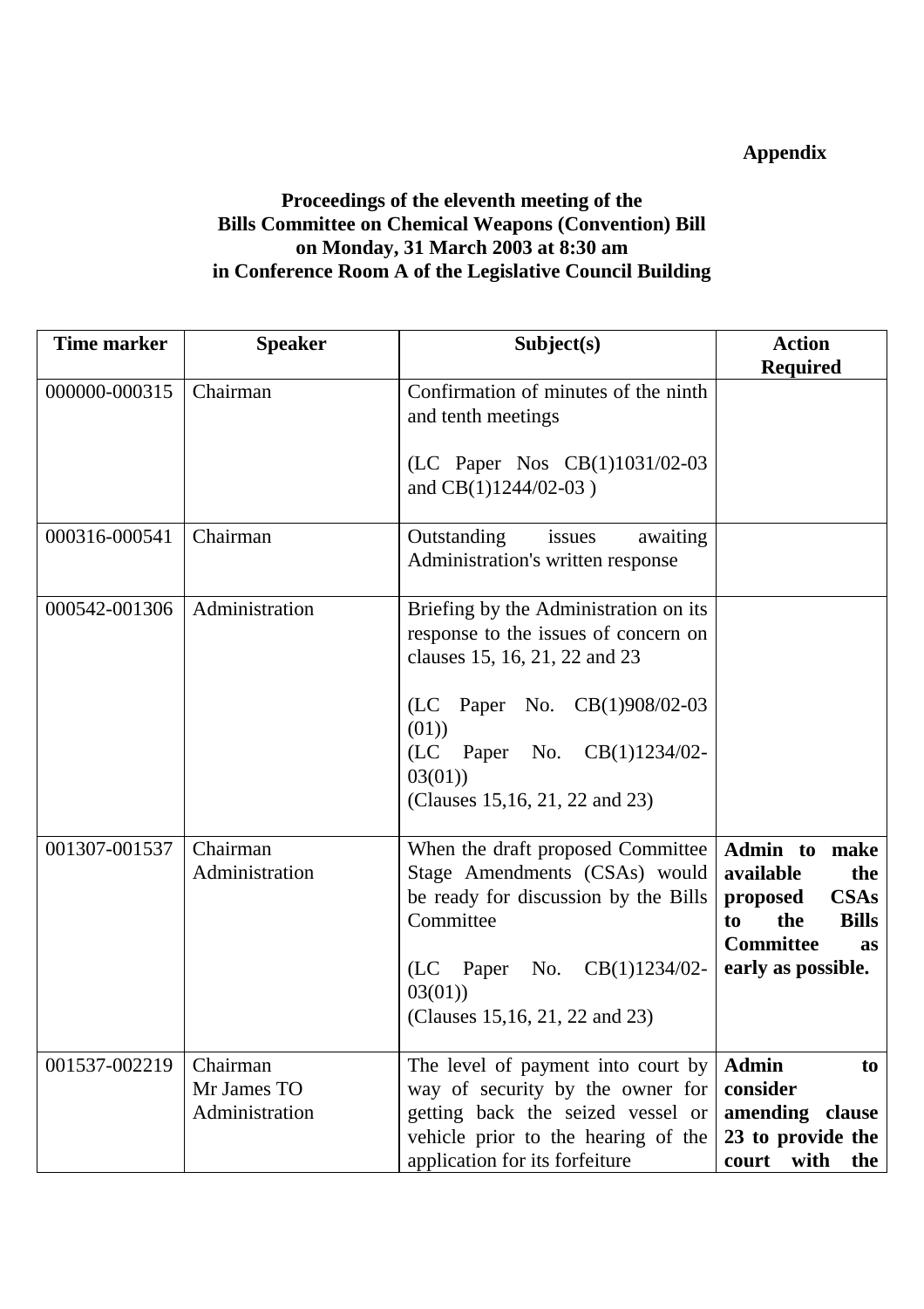**Appendix**

**Proceedings of the eleventh meeting of the Bills Committee on Chemical Weapons (Convention) Bill on Monday, 31 March 2003 at 8:30 am in Conference Room A of the Legislative Council Building**

| Time marker | Speaker | Subject(s) | Action Required |
|---|---|---|---|
| 000000-000315 | Chairman | Confirmation of minutes of the ninth and tenth meetings<br><br>(LC Paper Nos CB(1)1031/02-03 and CB(1)1244/02-03 ) | |
| 000316-000541 | Chairman | Outstanding issues awaiting Administration's written response | |
| 000542-001306 | Administration | Briefing by the Administration on its response to the issues of concern on clauses 15, 16, 21, 22 and 23<br><br>(LC Paper No. CB(1)908/02-03 (01))<br>(LC Paper No. CB(1)1234/02-03(01))<br>(Clauses 15,16, 21, 22 and 23) | |
| 001307-001537 | Chairman<br>Administration | When the draft proposed Committee Stage Amendments (CSAs) would be ready for discussion by the Bills Committee<br><br>(LC Paper No. CB(1)1234/02-03(01))<br>(Clauses 15,16, 21, 22 and 23) | **Admin to make available the proposed CSAs to the Bills Committee as early as possible.** |
| 001537-002219 | Chairman<br>Mr James TO<br>Administration | The level of payment into court by way of security by the owner for getting back the seized vessel or vehicle prior to the hearing of the application for its forfeiture | **Admin to consider amending clause 23 to provide the court with the** |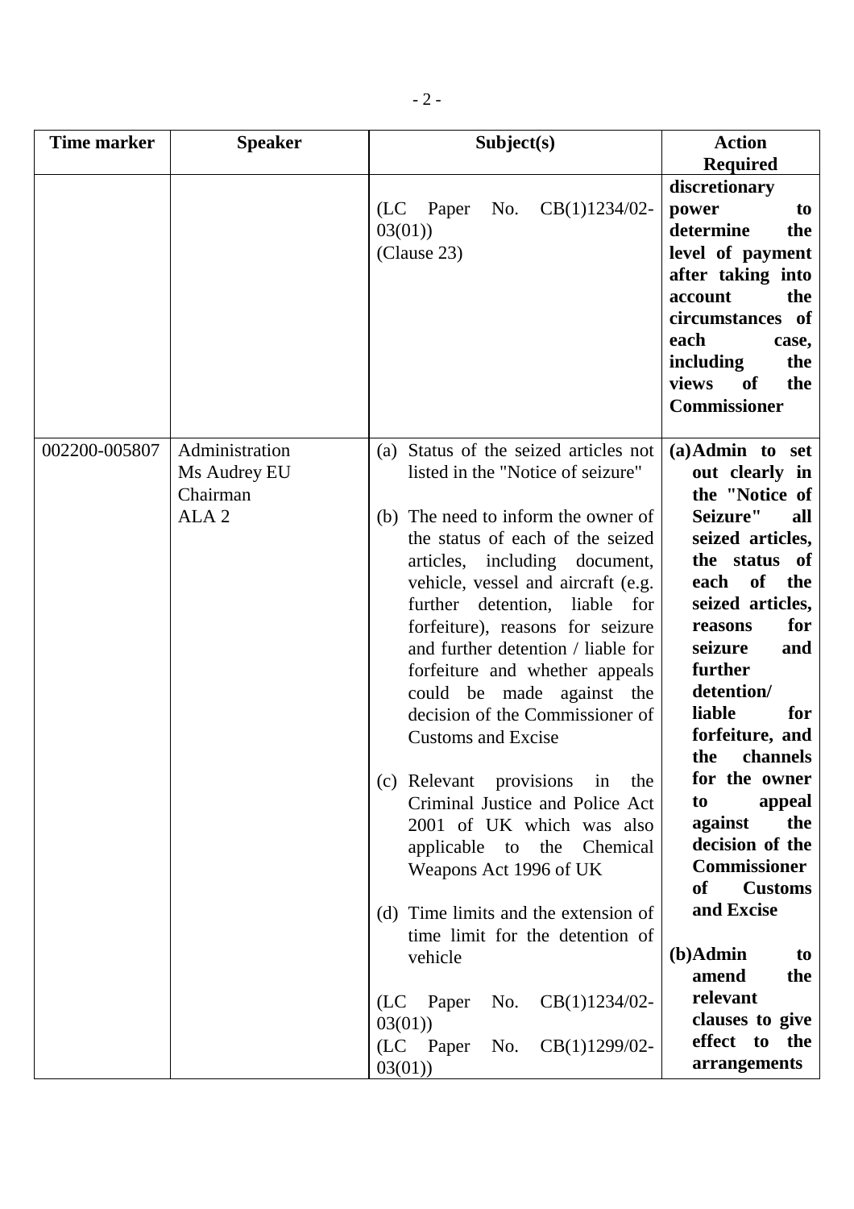| Time marker | Speaker | Subject(s) | Action Required |
|---|---|---|---|
| | | (LC Paper No. CB(1)1234/02-03(01)) (Clause 23) | **discretionary power to determine the level of payment after taking into account the circumstances of each case, including the views of the Commissioner** |
| 002200-005807 | Administration<br>Ms Audrey EU<br>Chairman<br>ALA 2 | (a) Status of the seized articles not listed in the "Notice of seizure"<br><br>(b) The need to inform the owner of the status of each of the seized articles, including document, vehicle, vessel and aircraft (e.g. further detention, liable for forfeiture), reasons for seizure and further detention / liable for forfeiture and whether appeals could be made against the decision of the Commissioner of Customs and Excise<br><br>(c) Relevant provisions in the Criminal Justice and Police Act 2001 of UK which was also applicable to the Chemical Weapons Act 1996 of UK<br><br>(d) Time limits and the extension of time limit for the detention of vehicle<br><br>(LC Paper No. CB(1)1234/02-03(01))<br>(LC Paper No. CB(1)1299/02-03(01)) | **(a) Admin to set out clearly in the "Notice of Seizure" all seized articles, the status of each of the seized articles, reasons for seizure and further detention/ liable for forfeiture, and the channels for the owner to appeal against the decision of the Commissioner of Customs and Excise**<br><br>**(b) Admin to amend the relevant clauses to give effect to the arrangements** |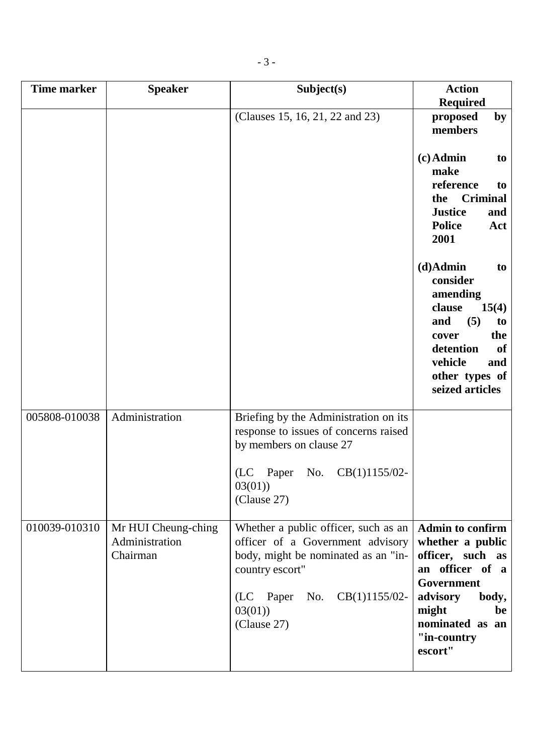| Time marker | Speaker | Subject(s) | Action Required |
|---|---|---|---|
| | | (Clauses 15, 16, 21, 22 and 23) | **proposed by members**<br><br>**(c) Admin to make reference to the Criminal Justice and Police Act 2001**<br><br>**(d) Admin to consider amending clause 15(4) and (5) to cover the detention of vehicle and other types of seized articles** |
| 005808-010038 | Administration | Briefing by the Administration on its response to issues of concerns raised by members on clause 27<br><br>(LC Paper No. CB(1)1155/02-03(01))<br>(Clause 27) | |
| 010039-010310 | Mr HUI Cheung-ching<br>Administration<br>Chairman | Whether a public officer, such as an officer of a Government advisory body, might be nominated as an "in-country escort"<br><br>(LC Paper No. CB(1)1155/02-03(01))<br>(Clause 27) | **Admin to confirm whether a public officer, such as an officer of a Government advisory body, might be nominated as an "in-country escort"** |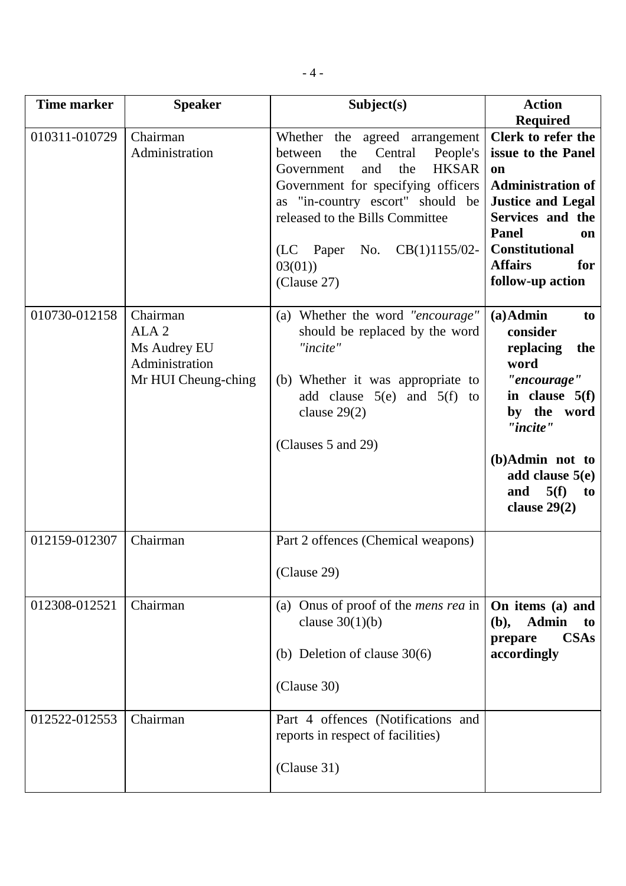| Time marker | Speaker | Subject(s) | Action Required |
|---|---|---|---|
| 010311-010729 | Chairman<br>Administration | Whether the agreed arrangement between the Central People's Government and the HKSAR Government for specifying officers as "in-country escort" should be released to the Bills Committee<br><br>(LC Paper No. CB(1)1155/02-03(01))<br>(Clause 27) | **Clerk to refer the issue to the Panel on Administration of Justice and Legal Services and the Panel on Constitutional Affairs for follow-up action** |
| 010730-012158 | Chairman<br>ALA 2<br>Ms Audrey EU<br>Administration<br>Mr HUI Cheung-ching | (a) Whether the word *"encourage"* should be replaced by the word *"incite"*<br><br>(b) Whether it was appropriate to add clause 5(e) and 5(f) to clause 29(2)<br><br>(Clauses 5 and 29) | **(a) Admin to consider replacing the word *"encourage"* in clause 5(f) by the word *"incite"***<br><br>**(b) Admin not to add clause 5(e) and 5(f) to clause 29(2)** |
| 012159-012307 | Chairman | Part 2 offences (Chemical weapons)<br><br>(Clause 29) | |
| 012308-012521 | Chairman | (a) Onus of proof of the *mens rea* in clause 30(1)(b)<br><br>(b) Deletion of clause 30(6)<br><br>(Clause 30) | **On items (a) and (b), Admin to prepare CSAs accordingly** |
| 012522-012553 | Chairman | Part 4 offences (Notifications and reports in respect of facilities)<br><br>(Clause 31) | |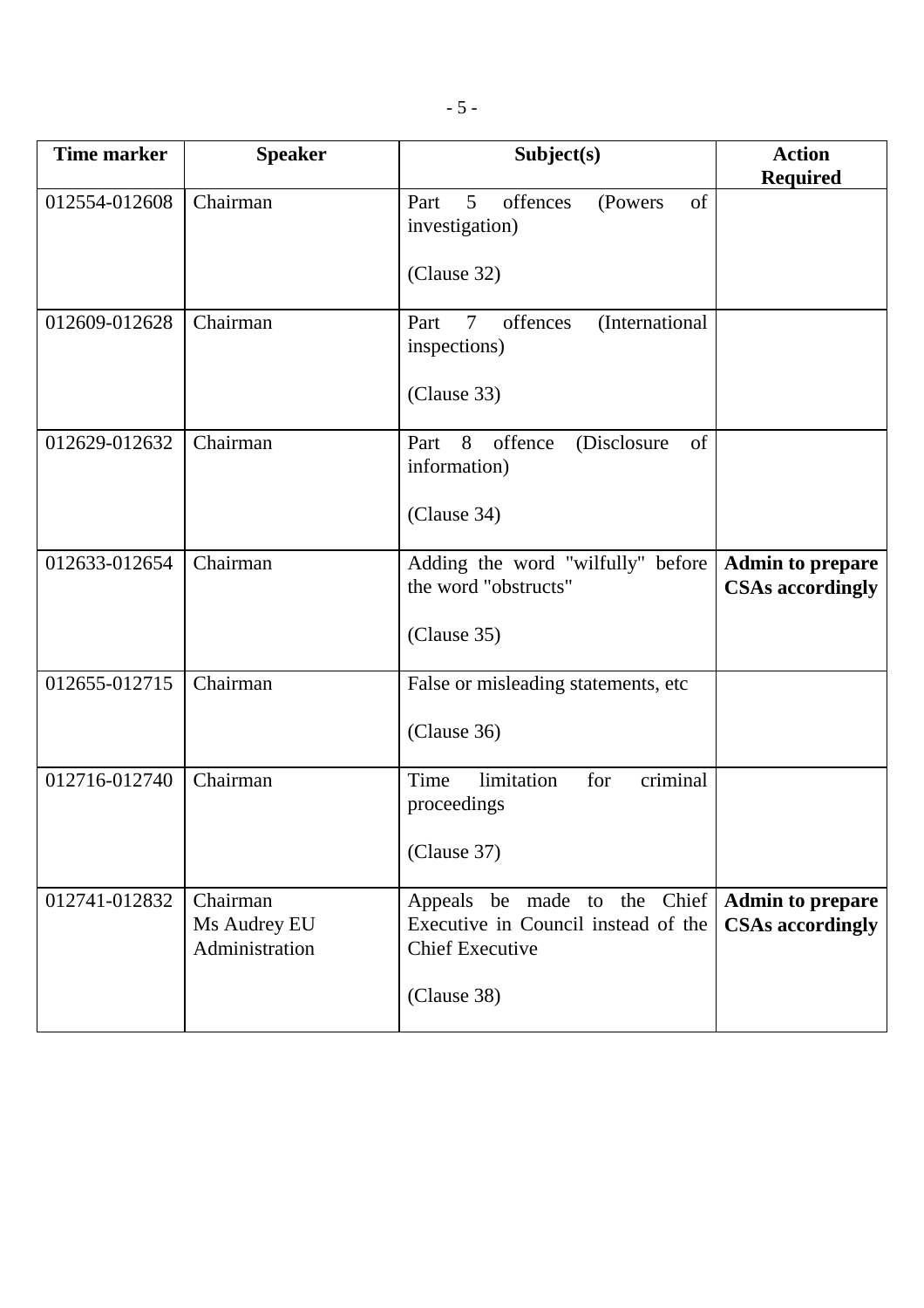| Time marker | Speaker | Subject(s) | Action Required |
| --- | --- | --- | --- |
| 012554-012608 | Chairman | Part 5 offences (Powers of investigation)<br><br>(Clause 32) | |
| 012609-012628 | Chairman | Part 7 offences (International inspections)<br><br>(Clause 33) | |
| 012629-012632 | Chairman | Part 8 offence (Disclosure of information)<br><br>(Clause 34) | |
| 012633-012654 | Chairman | Adding the word "wilfully" before the word "obstructs"<br><br>(Clause 35) | **Admin to prepare CSAs accordingly** |
| 012655-012715 | Chairman | False or misleading statements, etc<br><br>(Clause 36) | |
| 012716-012740 | Chairman | Time limitation for criminal proceedings<br><br>(Clause 37) | |
| 012741-012832 | Chairman<br>Ms Audrey EU<br>Administration | Appeals be made to the Chief Executive in Council instead of the Chief Executive<br><br>(Clause 38) | **Admin to prepare CSAs accordingly** |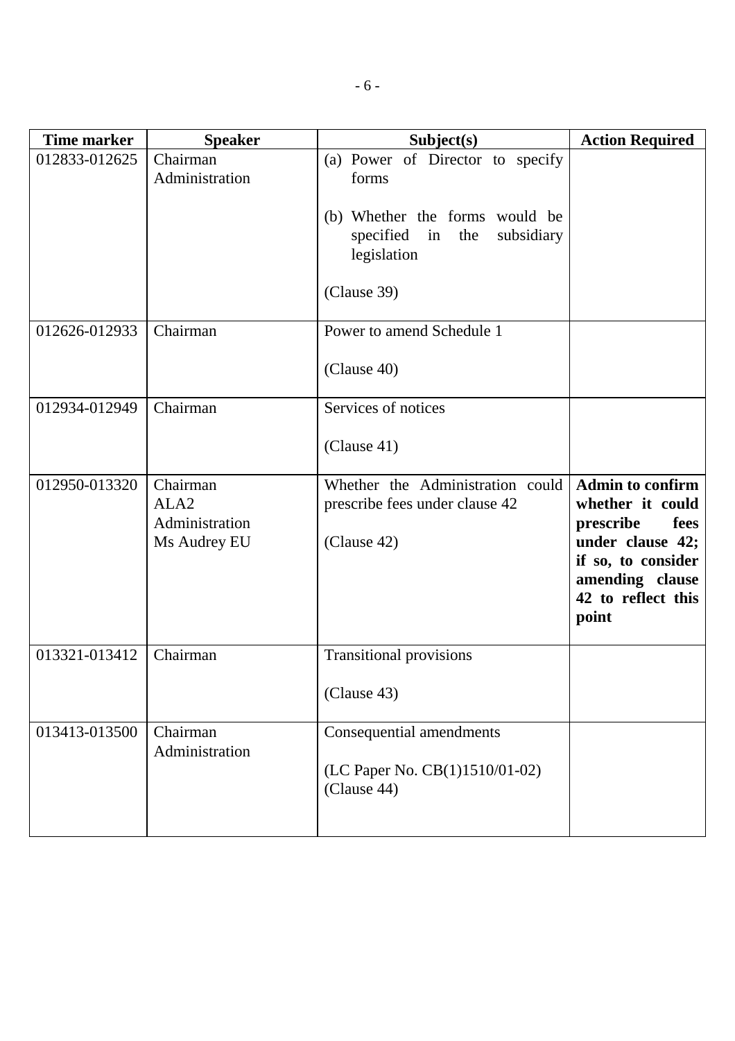| Time marker | Speaker | Subject(s) | Action Required |
|---|---|---|---|
| 012833-012625 | Chairman<br>Administration | (a) Power of Director to specify forms<br><br>(b) Whether the forms would be specified in the subsidiary legislation<br><br>(Clause 39) | |
| 012626-012933 | Chairman | Power to amend Schedule 1<br><br>(Clause 40) | |
| 012934-012949 | Chairman | Services of notices<br><br>(Clause 41) | |
| 012950-013320 | Chairman<br>ALA2<br>Administration<br>Ms Audrey EU | Whether the Administration could prescribe fees under clause 42<br><br>(Clause 42) | **Admin to confirm whether it could prescribe fees under clause 42; if so, to consider amending clause 42 to reflect this point** |
| 013321-013412 | Chairman | Transitional provisions<br><br>(Clause 43) | |
| 013413-013500 | Chairman<br>Administration | Consequential amendments<br><br>(LC Paper No. CB(1)1510/01-02)<br>(Clause 44) | |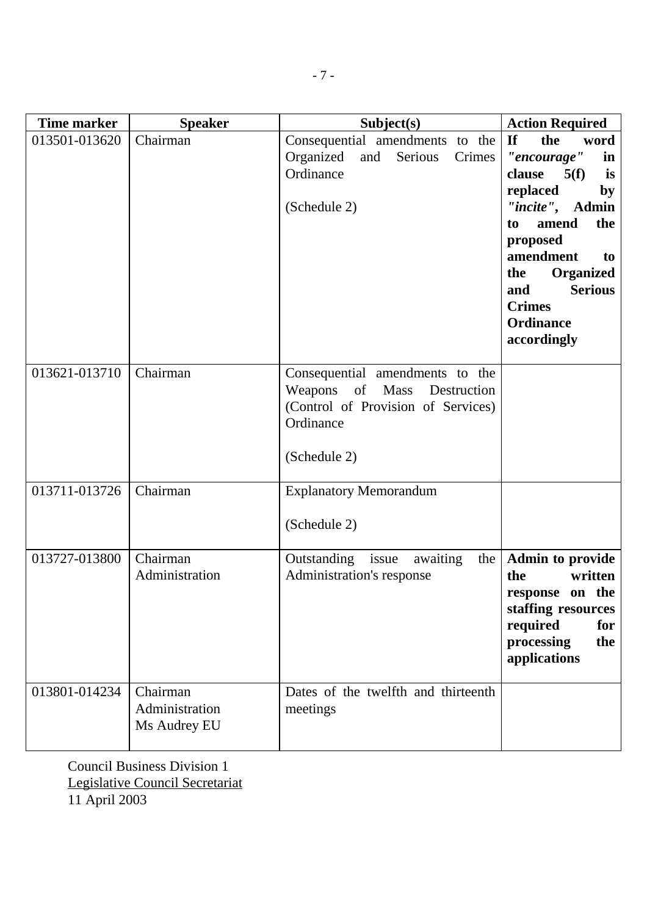| Time marker | Speaker | Subject(s) | Action Required |
|---|---|---|---|
| 013501-013620 | Chairman | Consequential amendments to the Organized and Serious Crimes Ordinance<br><br>(Schedule 2) | **If the word *"encourage"* in clause 5(f) is replaced by *"incite"*, Admin to amend the proposed amendment to the Organized and Serious Crimes Ordinance accordingly** |
| 013621-013710 | Chairman | Consequential amendments to the Weapons of Mass Destruction (Control of Provision of Services) Ordinance<br><br>(Schedule 2) | |
| 013711-013726 | Chairman | Explanatory Memorandum<br><br>(Schedule 2) | |
| 013727-013800 | Chairman<br>Administration | Outstanding issue awaiting the Administration's response | **Admin to provide the written response on the staffing resources required for processing the applications** |
| 013801-014234 | Chairman<br>Administration<br>Ms Audrey EU | Dates of the twelfth and thirteenth meetings | |

Council Business Division 1
Legislative Council Secretariat
11 April 2003